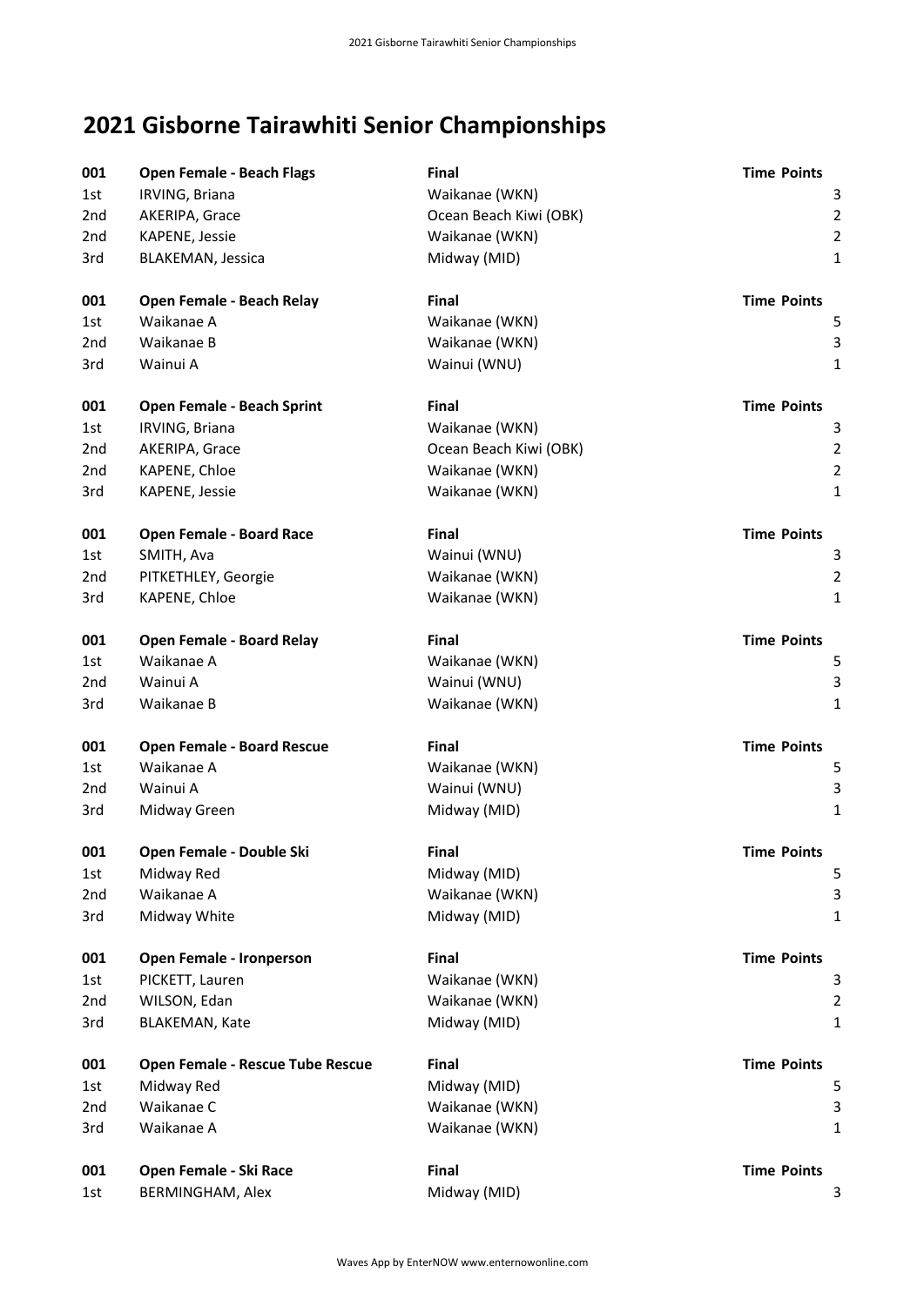# 2021 Gisborne Tairawhiti Senior Championships

| 001 | Open Female - Beach Flags | Final | Time | Points |
|---|---|---|---|---|
| 1st | IRVING, Briana | Waikanae (WKN) | | 3 |
| 2nd | AKERIPA, Grace | Ocean Beach Kiwi (OBK) | | 2 |
| 2nd | KAPENE, Jessie | Waikanae (WKN) | | 2 |
| 3rd | BLAKEMAN, Jessica | Midway (MID) | | 1 |

| 001 | Open Female - Beach Relay | Final | Time | Points |
|---|---|---|---|---|
| 1st | Waikanae A | Waikanae (WKN) | | 5 |
| 2nd | Waikanae B | Waikanae (WKN) | | 3 |
| 3rd | Wainui A | Wainui (WNU) | | 1 |

| 001 | Open Female - Beach Sprint | Final | Time | Points |
|---|---|---|---|---|
| 1st | IRVING, Briana | Waikanae (WKN) | | 3 |
| 2nd | AKERIPA, Grace | Ocean Beach Kiwi (OBK) | | 2 |
| 2nd | KAPENE, Chloe | Waikanae (WKN) | | 2 |
| 3rd | KAPENE, Jessie | Waikanae (WKN) | | 1 |

| 001 | Open Female - Board Race | Final | Time | Points |
|---|---|---|---|---|
| 1st | SMITH, Ava | Wainui (WNU) | | 3 |
| 2nd | PITKETHLEY, Georgie | Waikanae (WKN) | | 2 |
| 3rd | KAPENE, Chloe | Waikanae (WKN) | | 1 |

| 001 | Open Female - Board Relay | Final | Time | Points |
|---|---|---|---|---|
| 1st | Waikanae A | Waikanae (WKN) | | 5 |
| 2nd | Wainui A | Wainui (WNU) | | 3 |
| 3rd | Waikanae B | Waikanae (WKN) | | 1 |

| 001 | Open Female - Board Rescue | Final | Time | Points |
|---|---|---|---|---|
| 1st | Waikanae A | Waikanae (WKN) | | 5 |
| 2nd | Wainui A | Wainui (WNU) | | 3 |
| 3rd | Midway Green | Midway (MID) | | 1 |

| 001 | Open Female - Double Ski | Final | Time | Points |
|---|---|---|---|---|
| 1st | Midway Red | Midway (MID) | | 5 |
| 2nd | Waikanae A | Waikanae (WKN) | | 3 |
| 3rd | Midway White | Midway (MID) | | 1 |

| 001 | Open Female - Ironperson | Final | Time | Points |
|---|---|---|---|---|
| 1st | PICKETT, Lauren | Waikanae (WKN) | | 3 |
| 2nd | WILSON, Edan | Waikanae (WKN) | | 2 |
| 3rd | BLAKEMAN, Kate | Midway (MID) | | 1 |

| 001 | Open Female - Rescue Tube Rescue | Final | Time | Points |
|---|---|---|---|---|
| 1st | Midway Red | Midway (MID) | | 5 |
| 2nd | Waikanae C | Waikanae (WKN) | | 3 |
| 3rd | Waikanae A | Waikanae (WKN) | | 1 |

| 001 | Open Female - Ski Race | Final | Time | Points |
|---|---|---|---|---|
| 1st | BERMINGHAM, Alex | Midway (MID) | | 3 |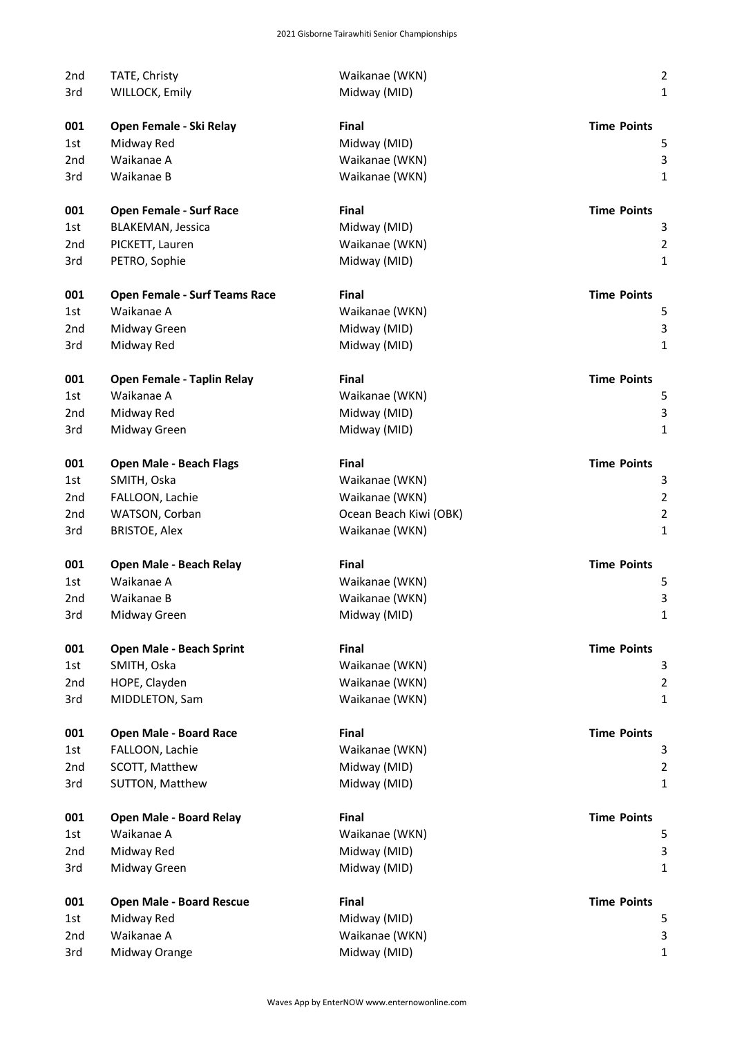| | | | |
|---|---|---|---|
| 2nd | TATE, Christy | Waikanae (WKN) | 2 |
| 3rd | WILLOCK, Emily | Midway (MID) | 1 |

| 001 | **Open Female - Ski Relay** | **Final** | **Time Points** |
|---|---|---|---|
| 1st | Midway Red | Midway (MID) | 5 |
| 2nd | Waikanae A | Waikanae (WKN) | 3 |
| 3rd | Waikanae B | Waikanae (WKN) | 1 |

| 001 | **Open Female - Surf Race** | **Final** | **Time Points** |
|---|---|---|---|
| 1st | BLAKEMAN, Jessica | Midway (MID) | 3 |
| 2nd | PICKETT, Lauren | Waikanae (WKN) | 2 |
| 3rd | PETRO, Sophie | Midway (MID) | 1 |

| 001 | **Open Female - Surf Teams Race** | **Final** | **Time Points** |
|---|---|---|---|
| 1st | Waikanae A | Waikanae (WKN) | 5 |
| 2nd | Midway Green | Midway (MID) | 3 |
| 3rd | Midway Red | Midway (MID) | 1 |

| 001 | **Open Female - Taplin Relay** | **Final** | **Time Points** |
|---|---|---|---|
| 1st | Waikanae A | Waikanae (WKN) | 5 |
| 2nd | Midway Red | Midway (MID) | 3 |
| 3rd | Midway Green | Midway (MID) | 1 |

| 001 | **Open Male - Beach Flags** | **Final** | **Time Points** |
|---|---|---|---|
| 1st | SMITH, Oska | Waikanae (WKN) | 3 |
| 2nd | FALLOON, Lachie | Waikanae (WKN) | 2 |
| 2nd | WATSON, Corban | Ocean Beach Kiwi (OBK) | 2 |
| 3rd | BRISTOE, Alex | Waikanae (WKN) | 1 |

| 001 | **Open Male - Beach Relay** | **Final** | **Time Points** |
|---|---|---|---|
| 1st | Waikanae A | Waikanae (WKN) | 5 |
| 2nd | Waikanae B | Waikanae (WKN) | 3 |
| 3rd | Midway Green | Midway (MID) | 1 |

| 001 | **Open Male - Beach Sprint** | **Final** | **Time Points** |
|---|---|---|---|
| 1st | SMITH, Oska | Waikanae (WKN) | 3 |
| 2nd | HOPE, Clayden | Waikanae (WKN) | 2 |
| 3rd | MIDDLETON, Sam | Waikanae (WKN) | 1 |

| 001 | **Open Male - Board Race** | **Final** | **Time Points** |
|---|---|---|---|
| 1st | FALLOON, Lachie | Waikanae (WKN) | 3 |
| 2nd | SCOTT, Matthew | Midway (MID) | 2 |
| 3rd | SUTTON, Matthew | Midway (MID) | 1 |

| 001 | **Open Male - Board Relay** | **Final** | **Time Points** |
|---|---|---|---|
| 1st | Waikanae A | Waikanae (WKN) | 5 |
| 2nd | Midway Red | Midway (MID) | 3 |
| 3rd | Midway Green | Midway (MID) | 1 |

| 001 | **Open Male - Board Rescue** | **Final** | **Time Points** |
|---|---|---|---|
| 1st | Midway Red | Midway (MID) | 5 |
| 2nd | Waikanae A | Waikanae (WKN) | 3 |
| 3rd | Midway Orange | Midway (MID) | 1 |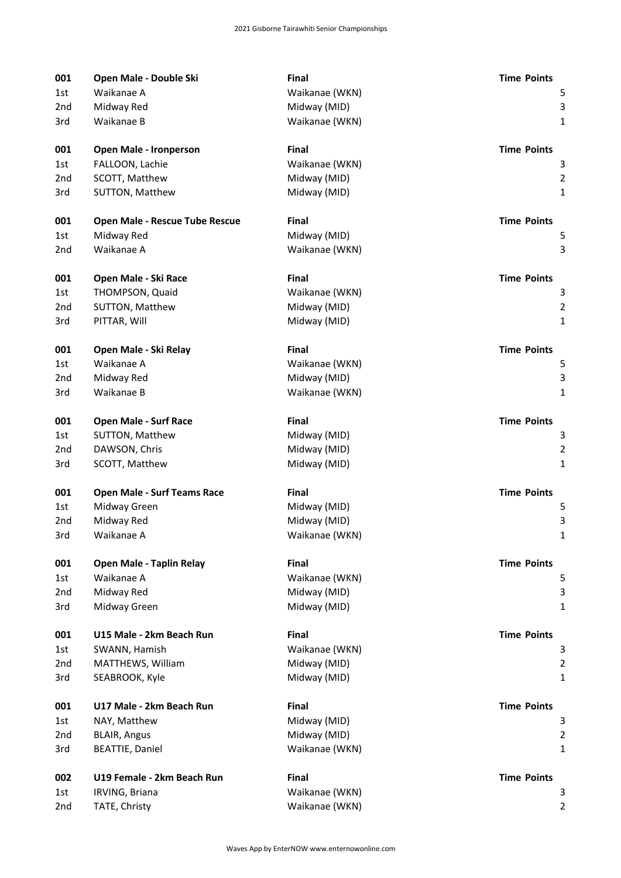| 001 | Open Male - Double Ski | Final | Time Points |
|---|---|---|---|
| 1st | Waikanae A | Waikanae (WKN) | 5 |
| 2nd | Midway Red | Midway (MID) | 3 |
| 3rd | Waikanae B | Waikanae (WKN) | 1 |

| 001 | Open Male - Ironperson | Final | Time Points |
|---|---|---|---|
| 1st | FALLOON, Lachie | Waikanae (WKN) | 3 |
| 2nd | SCOTT, Matthew | Midway (MID) | 2 |
| 3rd | SUTTON, Matthew | Midway (MID) | 1 |

| 001 | Open Male - Rescue Tube Rescue | Final | Time Points |
|---|---|---|---|
| 1st | Midway Red | Midway (MID) | 5 |
| 2nd | Waikanae A | Waikanae (WKN) | 3 |

| 001 | Open Male - Ski Race | Final | Time Points |
|---|---|---|---|
| 1st | THOMPSON, Quaid | Waikanae (WKN) | 3 |
| 2nd | SUTTON, Matthew | Midway (MID) | 2 |
| 3rd | PITTAR, Will | Midway (MID) | 1 |

| 001 | Open Male - Ski Relay | Final | Time Points |
|---|---|---|---|
| 1st | Waikanae A | Waikanae (WKN) | 5 |
| 2nd | Midway Red | Midway (MID) | 3 |
| 3rd | Waikanae B | Waikanae (WKN) | 1 |

| 001 | Open Male - Surf Race | Final | Time Points |
|---|---|---|---|
| 1st | SUTTON, Matthew | Midway (MID) | 3 |
| 2nd | DAWSON, Chris | Midway (MID) | 2 |
| 3rd | SCOTT, Matthew | Midway (MID) | 1 |

| 001 | Open Male - Surf Teams Race | Final | Time Points |
|---|---|---|---|
| 1st | Midway Green | Midway (MID) | 5 |
| 2nd | Midway Red | Midway (MID) | 3 |
| 3rd | Waikanae A | Waikanae (WKN) | 1 |

| 001 | Open Male - Taplin Relay | Final | Time Points |
|---|---|---|---|
| 1st | Waikanae A | Waikanae (WKN) | 5 |
| 2nd | Midway Red | Midway (MID) | 3 |
| 3rd | Midway Green | Midway (MID) | 1 |

| 001 | U15 Male - 2km Beach Run | Final | Time Points |
|---|---|---|---|
| 1st | SWANN, Hamish | Waikanae (WKN) | 3 |
| 2nd | MATTHEWS, William | Midway (MID) | 2 |
| 3rd | SEABROOK, Kyle | Midway (MID) | 1 |

| 001 | U17 Male - 2km Beach Run | Final | Time Points |
|---|---|---|---|
| 1st | NAY, Matthew | Midway (MID) | 3 |
| 2nd | BLAIR, Angus | Midway (MID) | 2 |
| 3rd | BEATTIE, Daniel | Waikanae (WKN) | 1 |

| 002 | U19 Female - 2km Beach Run | Final | Time Points |
|---|---|---|---|
| 1st | IRVING, Briana | Waikanae (WKN) | 3 |
| 2nd | TATE, Christy | Waikanae (WKN) | 2 |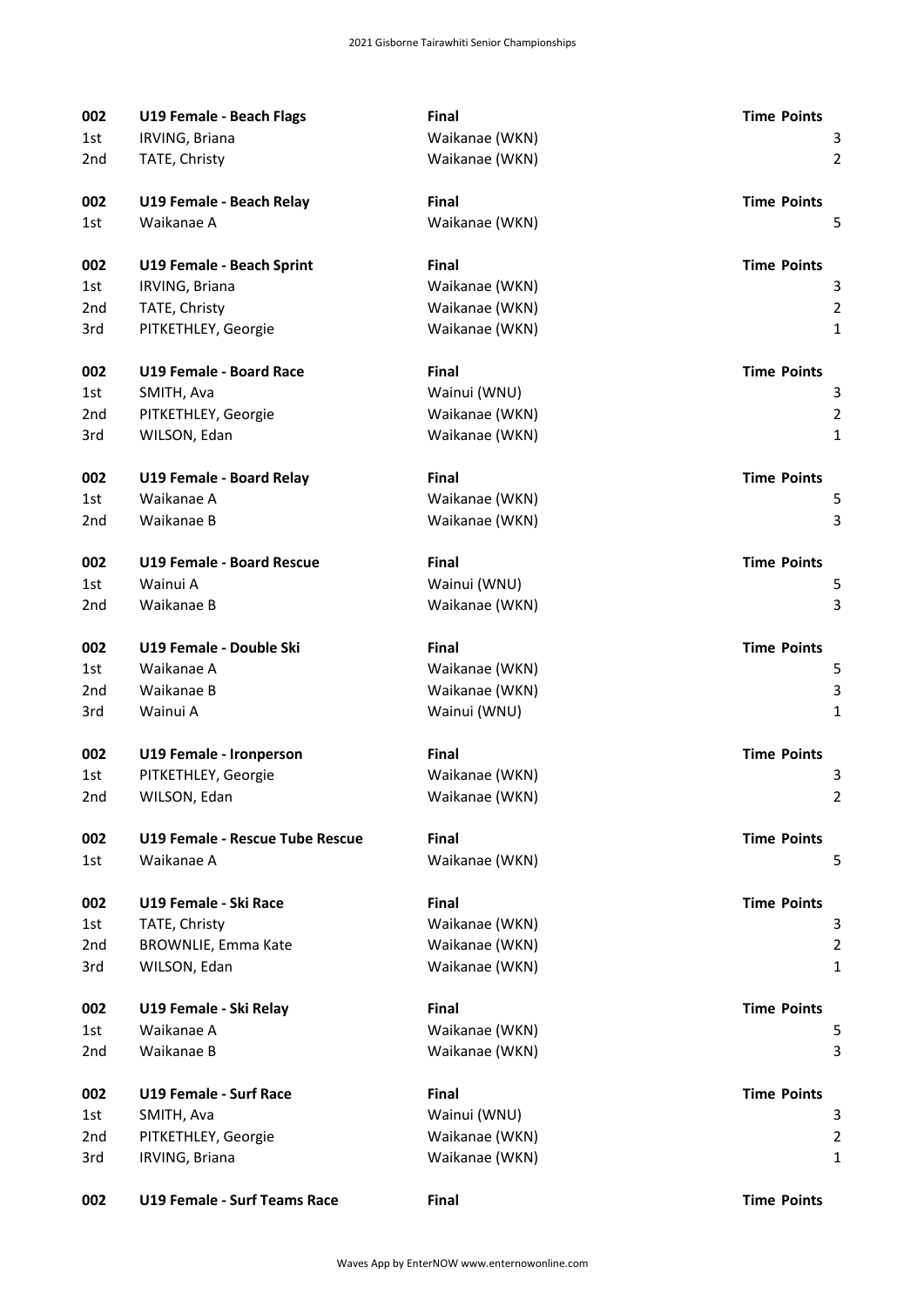| 002 | U19 Female - Beach Flags | Final | Time | Points |
|---|---|---|---|---|
| 1st | IRVING, Briana | Waikanae (WKN) | | 3 |
| 2nd | TATE, Christy | Waikanae (WKN) | | 2 |

| 002 | U19 Female - Beach Relay | Final | Time | Points |
|---|---|---|---|---|
| 1st | Waikanae A | Waikanae (WKN) | | 5 |

| 002 | U19 Female - Beach Sprint | Final | Time | Points |
|---|---|---|---|---|
| 1st | IRVING, Briana | Waikanae (WKN) | | 3 |
| 2nd | TATE, Christy | Waikanae (WKN) | | 2 |
| 3rd | PITKETHLEY, Georgie | Waikanae (WKN) | | 1 |

| 002 | U19 Female - Board Race | Final | Time | Points |
|---|---|---|---|---|
| 1st | SMITH, Ava | Wainui (WNU) | | 3 |
| 2nd | PITKETHLEY, Georgie | Waikanae (WKN) | | 2 |
| 3rd | WILSON, Edan | Waikanae (WKN) | | 1 |

| 002 | U19 Female - Board Relay | Final | Time | Points |
|---|---|---|---|---|
| 1st | Waikanae A | Waikanae (WKN) | | 5 |
| 2nd | Waikanae B | Waikanae (WKN) | | 3 |

| 002 | U19 Female - Board Rescue | Final | Time | Points |
|---|---|---|---|---|
| 1st | Wainui A | Wainui (WNU) | | 5 |
| 2nd | Waikanae B | Waikanae (WKN) | | 3 |

| 002 | U19 Female - Double Ski | Final | Time | Points |
|---|---|---|---|---|
| 1st | Waikanae A | Waikanae (WKN) | | 5 |
| 2nd | Waikanae B | Waikanae (WKN) | | 3 |
| 3rd | Wainui A | Wainui (WNU) | | 1 |

| 002 | U19 Female - Ironperson | Final | Time | Points |
|---|---|---|---|---|
| 1st | PITKETHLEY, Georgie | Waikanae (WKN) | | 3 |
| 2nd | WILSON, Edan | Waikanae (WKN) | | 2 |

| 002 | U19 Female - Rescue Tube Rescue | Final | Time | Points |
|---|---|---|---|---|
| 1st | Waikanae A | Waikanae (WKN) | | 5 |

| 002 | U19 Female - Ski Race | Final | Time | Points |
|---|---|---|---|---|
| 1st | TATE, Christy | Waikanae (WKN) | | 3 |
| 2nd | BROWNLIE, Emma Kate | Waikanae (WKN) | | 2 |
| 3rd | WILSON, Edan | Waikanae (WKN) | | 1 |

| 002 | U19 Female - Ski Relay | Final | Time | Points |
|---|---|---|---|---|
| 1st | Waikanae A | Waikanae (WKN) | | 5 |
| 2nd | Waikanae B | Waikanae (WKN) | | 3 |

| 002 | U19 Female - Surf Race | Final | Time | Points |
|---|---|---|---|---|
| 1st | SMITH, Ava | Wainui (WNU) | | 3 |
| 2nd | PITKETHLEY, Georgie | Waikanae (WKN) | | 2 |
| 3rd | IRVING, Briana | Waikanae (WKN) | | 1 |

| 002 | U19 Female - Surf Teams Race | Final | Time | Points |
|---|---|---|---|---|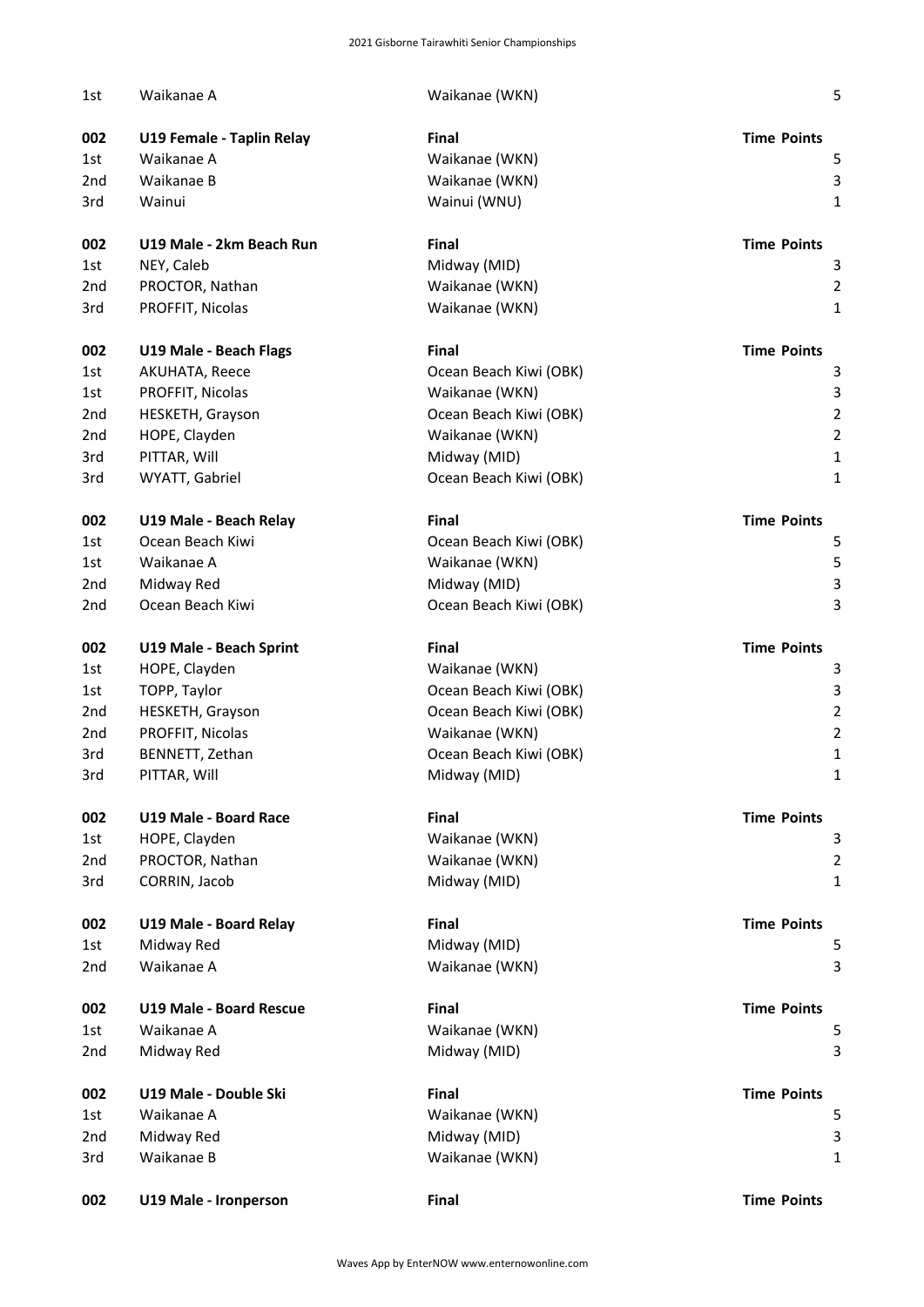| | | | |
|---|---|---|---|
| 1st | Waikanae A | Waikanae (WKN) | 5 |

| 002 | U19 Female - Taplin Relay | Final | Time Points |
|---|---|---|---|
| 1st | Waikanae A | Waikanae (WKN) | 5 |
| 2nd | Waikanae B | Waikanae (WKN) | 3 |
| 3rd | Wainui | Wainui (WNU) | 1 |

| 002 | U19 Male - 2km Beach Run | Final | Time Points |
|---|---|---|---|
| 1st | NEY, Caleb | Midway (MID) | 3 |
| 2nd | PROCTOR, Nathan | Waikanae (WKN) | 2 |
| 3rd | PROFFIT, Nicolas | Waikanae (WKN) | 1 |

| 002 | U19 Male - Beach Flags | Final | Time Points |
|---|---|---|---|
| 1st | AKUHATA, Reece | Ocean Beach Kiwi (OBK) | 3 |
| 1st | PROFFIT, Nicolas | Waikanae (WKN) | 3 |
| 2nd | HESKETH, Grayson | Ocean Beach Kiwi (OBK) | 2 |
| 2nd | HOPE, Clayden | Waikanae (WKN) | 2 |
| 3rd | PITTAR, Will | Midway (MID) | 1 |
| 3rd | WYATT, Gabriel | Ocean Beach Kiwi (OBK) | 1 |

| 002 | U19 Male - Beach Relay | Final | Time Points |
|---|---|---|---|
| 1st | Ocean Beach Kiwi | Ocean Beach Kiwi (OBK) | 5 |
| 1st | Waikanae A | Waikanae (WKN) | 5 |
| 2nd | Midway Red | Midway (MID) | 3 |
| 2nd | Ocean Beach Kiwi | Ocean Beach Kiwi (OBK) | 3 |

| 002 | U19 Male - Beach Sprint | Final | Time Points |
|---|---|---|---|
| 1st | HOPE, Clayden | Waikanae (WKN) | 3 |
| 1st | TOPP, Taylor | Ocean Beach Kiwi (OBK) | 3 |
| 2nd | HESKETH, Grayson | Ocean Beach Kiwi (OBK) | 2 |
| 2nd | PROFFIT, Nicolas | Waikanae (WKN) | 2 |
| 3rd | BENNETT, Zethan | Ocean Beach Kiwi (OBK) | 1 |
| 3rd | PITTAR, Will | Midway (MID) | 1 |

| 002 | U19 Male - Board Race | Final | Time Points |
|---|---|---|---|
| 1st | HOPE, Clayden | Waikanae (WKN) | 3 |
| 2nd | PROCTOR, Nathan | Waikanae (WKN) | 2 |
| 3rd | CORRIN, Jacob | Midway (MID) | 1 |

| 002 | U19 Male - Board Relay | Final | Time Points |
|---|---|---|---|
| 1st | Midway Red | Midway (MID) | 5 |
| 2nd | Waikanae A | Waikanae (WKN) | 3 |

| 002 | U19 Male - Board Rescue | Final | Time Points |
|---|---|---|---|
| 1st | Waikanae A | Waikanae (WKN) | 5 |
| 2nd | Midway Red | Midway (MID) | 3 |

| 002 | U19 Male - Double Ski | Final | Time Points |
|---|---|---|---|
| 1st | Waikanae A | Waikanae (WKN) | 5 |
| 2nd | Midway Red | Midway (MID) | 3 |
| 3rd | Waikanae B | Waikanae (WKN) | 1 |

| 002 | U19 Male - Ironperson | Final | Time Points |
|---|---|---|---|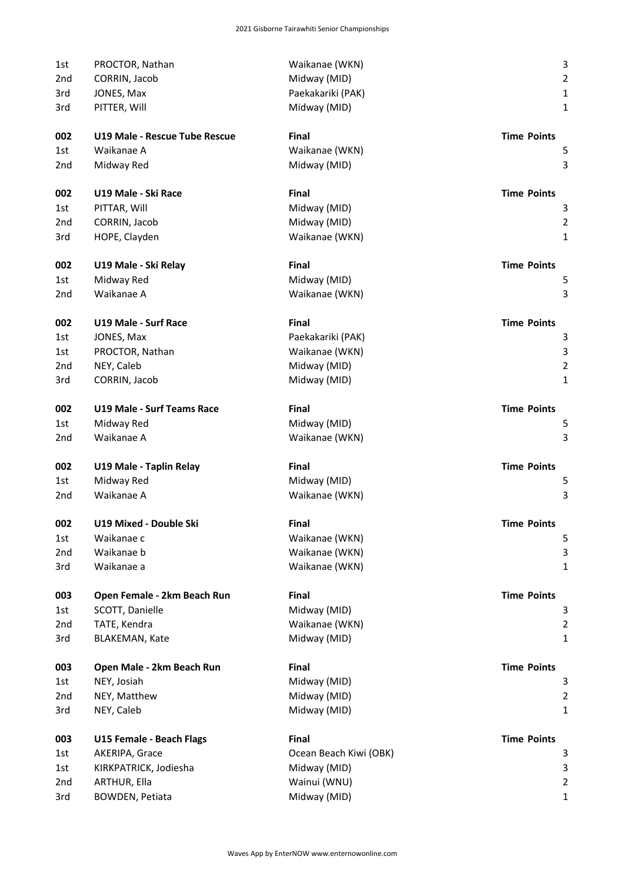| | | | |
|---|---|---|---|
| 1st | PROCTOR, Nathan | Waikanae (WKN) | 3 |
| 2nd | CORRIN, Jacob | Midway (MID) | 2 |
| 3rd | JONES, Max | Paekakariki (PAK) | 1 |
| 3rd | PITTER, Will | Midway (MID) | 1 |

| 002 | U19 Male - Rescue Tube Rescue | Final | Time Points |
|---|---|---|---|
| 1st | Waikanae A | Waikanae (WKN) | 5 |
| 2nd | Midway Red | Midway (MID) | 3 |

| 002 | U19 Male - Ski Race | Final | Time Points |
|---|---|---|---|
| 1st | PITTAR, Will | Midway (MID) | 3 |
| 2nd | CORRIN, Jacob | Midway (MID) | 2 |
| 3rd | HOPE, Clayden | Waikanae (WKN) | 1 |

| 002 | U19 Male - Ski Relay | Final | Time Points |
|---|---|---|---|
| 1st | Midway Red | Midway (MID) | 5 |
| 2nd | Waikanae A | Waikanae (WKN) | 3 |

| 002 | U19 Male - Surf Race | Final | Time Points |
|---|---|---|---|
| 1st | JONES, Max | Paekakariki (PAK) | 3 |
| 1st | PROCTOR, Nathan | Waikanae (WKN) | 3 |
| 2nd | NEY, Caleb | Midway (MID) | 2 |
| 3rd | CORRIN, Jacob | Midway (MID) | 1 |

| 002 | U19 Male - Surf Teams Race | Final | Time Points |
|---|---|---|---|
| 1st | Midway Red | Midway (MID) | 5 |
| 2nd | Waikanae A | Waikanae (WKN) | 3 |

| 002 | U19 Male - Taplin Relay | Final | Time Points |
|---|---|---|---|
| 1st | Midway Red | Midway (MID) | 5 |
| 2nd | Waikanae A | Waikanae (WKN) | 3 |

| 002 | U19 Mixed - Double Ski | Final | Time Points |
|---|---|---|---|
| 1st | Waikanae c | Waikanae (WKN) | 5 |
| 2nd | Waikanae b | Waikanae (WKN) | 3 |
| 3rd | Waikanae a | Waikanae (WKN) | 1 |

| 003 | Open Female - 2km Beach Run | Final | Time Points |
|---|---|---|---|
| 1st | SCOTT, Danielle | Midway (MID) | 3 |
| 2nd | TATE, Kendra | Waikanae (WKN) | 2 |
| 3rd | BLAKEMAN, Kate | Midway (MID) | 1 |

| 003 | Open Male - 2km Beach Run | Final | Time Points |
|---|---|---|---|
| 1st | NEY, Josiah | Midway (MID) | 3 |
| 2nd | NEY, Matthew | Midway (MID) | 2 |
| 3rd | NEY, Caleb | Midway (MID) | 1 |

| 003 | U15 Female - Beach Flags | Final | Time Points |
|---|---|---|---|
| 1st | AKERIPA, Grace | Ocean Beach Kiwi (OBK) | 3 |
| 1st | KIRKPATRICK, Jodiesha | Midway (MID) | 3 |
| 2nd | ARTHUR, Ella | Wainui (WNU) | 2 |
| 3rd | BOWDEN, Petiata | Midway (MID) | 1 |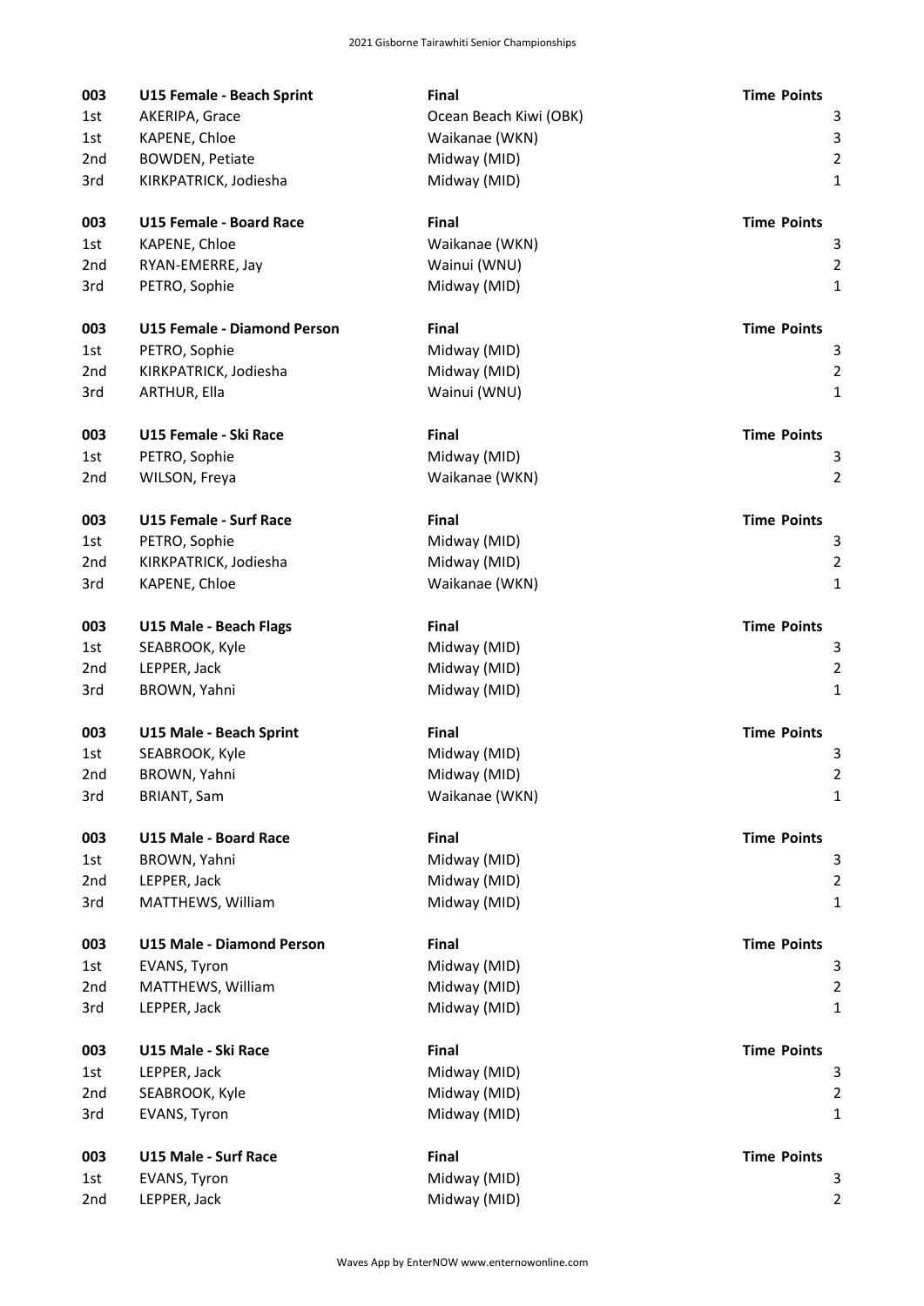| 003 | U15 Female - Beach Sprint | Final | Time | Points |
|---|---|---|---|---|
| 1st | AKERIPA, Grace | Ocean Beach Kiwi (OBK) | | 3 |
| 1st | KAPENE, Chloe | Waikanae (WKN) | | 3 |
| 2nd | BOWDEN, Petiate | Midway (MID) | | 2 |
| 3rd | KIRKPATRICK, Jodiesha | Midway (MID) | | 1 |

| 003 | U15 Female - Board Race | Final | Time | Points |
|---|---|---|---|---|
| 1st | KAPENE, Chloe | Waikanae (WKN) | | 3 |
| 2nd | RYAN-EMERRE, Jay | Wainui (WNU) | | 2 |
| 3rd | PETRO, Sophie | Midway (MID) | | 1 |

| 003 | U15 Female - Diamond Person | Final | Time | Points |
|---|---|---|---|---|
| 1st | PETRO, Sophie | Midway (MID) | | 3 |
| 2nd | KIRKPATRICK, Jodiesha | Midway (MID) | | 2 |
| 3rd | ARTHUR, Ella | Wainui (WNU) | | 1 |

| 003 | U15 Female - Ski Race | Final | Time | Points |
|---|---|---|---|---|
| 1st | PETRO, Sophie | Midway (MID) | | 3 |
| 2nd | WILSON, Freya | Waikanae (WKN) | | 2 |

| 003 | U15 Female - Surf Race | Final | Time | Points |
|---|---|---|---|---|
| 1st | PETRO, Sophie | Midway (MID) | | 3 |
| 2nd | KIRKPATRICK, Jodiesha | Midway (MID) | | 2 |
| 3rd | KAPENE, Chloe | Waikanae (WKN) | | 1 |

| 003 | U15 Male - Beach Flags | Final | Time | Points |
|---|---|---|---|---|
| 1st | SEABROOK, Kyle | Midway (MID) | | 3 |
| 2nd | LEPPER, Jack | Midway (MID) | | 2 |
| 3rd | BROWN, Yahni | Midway (MID) | | 1 |

| 003 | U15 Male - Beach Sprint | Final | Time | Points |
|---|---|---|---|---|
| 1st | SEABROOK, Kyle | Midway (MID) | | 3 |
| 2nd | BROWN, Yahni | Midway (MID) | | 2 |
| 3rd | BRIANT, Sam | Waikanae (WKN) | | 1 |

| 003 | U15 Male - Board Race | Final | Time | Points |
|---|---|---|---|---|
| 1st | BROWN, Yahni | Midway (MID) | | 3 |
| 2nd | LEPPER, Jack | Midway (MID) | | 2 |
| 3rd | MATTHEWS, William | Midway (MID) | | 1 |

| 003 | U15 Male - Diamond Person | Final | Time | Points |
|---|---|---|---|---|
| 1st | EVANS, Tyron | Midway (MID) | | 3 |
| 2nd | MATTHEWS, William | Midway (MID) | | 2 |
| 3rd | LEPPER, Jack | Midway (MID) | | 1 |

| 003 | U15 Male - Ski Race | Final | Time | Points |
|---|---|---|---|---|
| 1st | LEPPER, Jack | Midway (MID) | | 3 |
| 2nd | SEABROOK, Kyle | Midway (MID) | | 2 |
| 3rd | EVANS, Tyron | Midway (MID) | | 1 |

| 003 | U15 Male - Surf Race | Final | Time | Points |
|---|---|---|---|---|
| 1st | EVANS, Tyron | Midway (MID) | | 3 |
| 2nd | LEPPER, Jack | Midway (MID) | | 2 |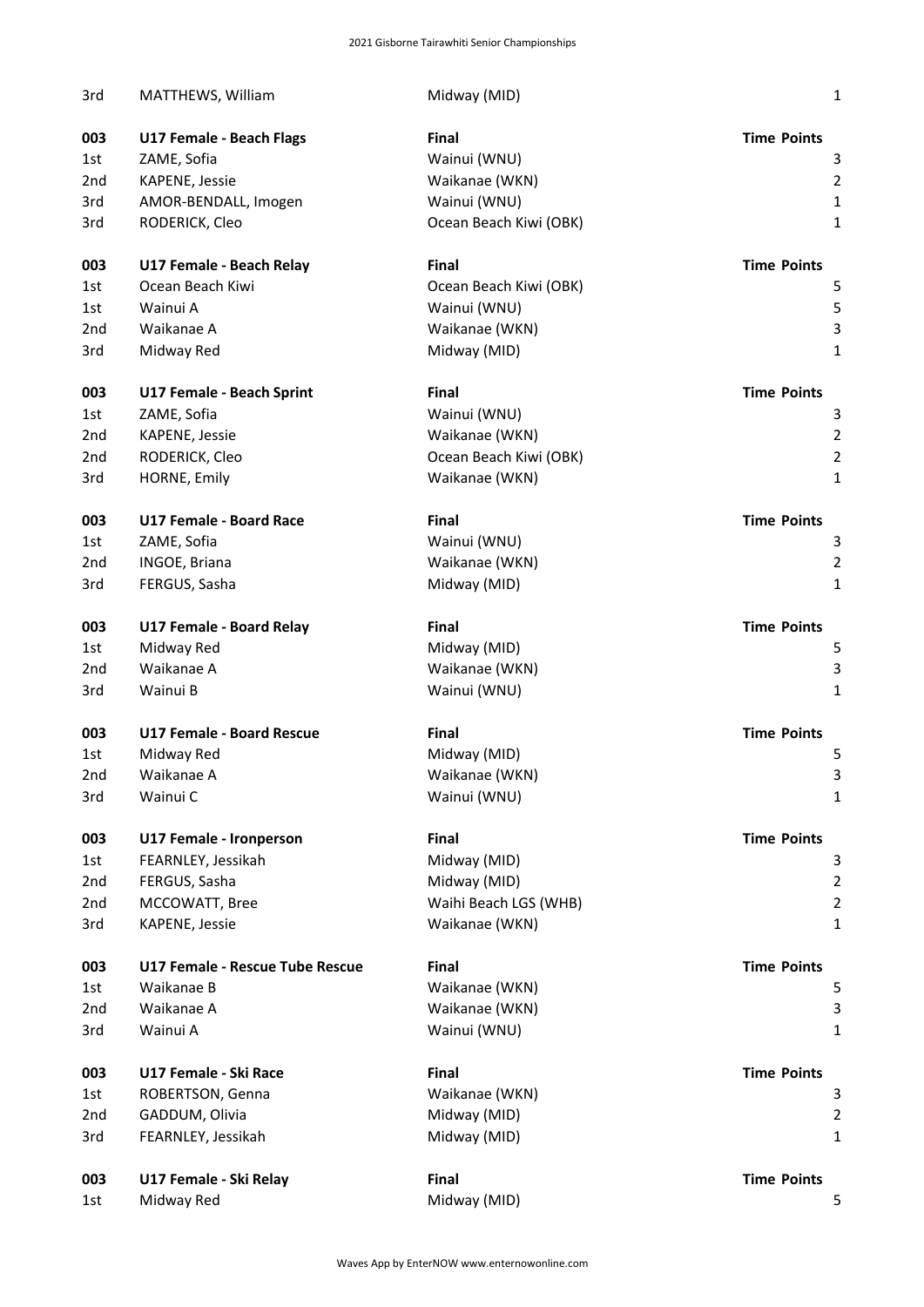| | | | |
|---|---|---|---|
| 3rd | MATTHEWS, William | Midway (MID) | 1 |

| 003 | U17 Female - Beach Flags | Final | Time Points |
|---|---|---|---|
| 1st | ZAME, Sofia | Wainui (WNU) | 3 |
| 2nd | KAPENE, Jessie | Waikanae (WKN) | 2 |
| 3rd | AMOR-BENDALL, Imogen | Wainui (WNU) | 1 |
| 3rd | RODERICK, Cleo | Ocean Beach Kiwi (OBK) | 1 |

| 003 | U17 Female - Beach Relay | Final | Time Points |
|---|---|---|---|
| 1st | Ocean Beach Kiwi | Ocean Beach Kiwi (OBK) | 5 |
| 1st | Wainui A | Wainui (WNU) | 5 |
| 2nd | Waikanae A | Waikanae (WKN) | 3 |
| 3rd | Midway Red | Midway (MID) | 1 |

| 003 | U17 Female - Beach Sprint | Final | Time Points |
|---|---|---|---|
| 1st | ZAME, Sofia | Wainui (WNU) | 3 |
| 2nd | KAPENE, Jessie | Waikanae (WKN) | 2 |
| 2nd | RODERICK, Cleo | Ocean Beach Kiwi (OBK) | 2 |
| 3rd | HORNE, Emily | Waikanae (WKN) | 1 |

| 003 | U17 Female - Board Race | Final | Time Points |
|---|---|---|---|
| 1st | ZAME, Sofia | Wainui (WNU) | 3 |
| 2nd | INGOE, Briana | Waikanae (WKN) | 2 |
| 3rd | FERGUS, Sasha | Midway (MID) | 1 |

| 003 | U17 Female - Board Relay | Final | Time Points |
|---|---|---|---|
| 1st | Midway Red | Midway (MID) | 5 |
| 2nd | Waikanae A | Waikanae (WKN) | 3 |
| 3rd | Wainui B | Wainui (WNU) | 1 |

| 003 | U17 Female - Board Rescue | Final | Time Points |
|---|---|---|---|
| 1st | Midway Red | Midway (MID) | 5 |
| 2nd | Waikanae A | Waikanae (WKN) | 3 |
| 3rd | Wainui C | Wainui (WNU) | 1 |

| 003 | U17 Female - Ironperson | Final | Time Points |
|---|---|---|---|
| 1st | FEARNLEY, Jessikah | Midway (MID) | 3 |
| 2nd | FERGUS, Sasha | Midway (MID) | 2 |
| 2nd | MCCOWATT, Bree | Waihi Beach LGS (WHB) | 2 |
| 3rd | KAPENE, Jessie | Waikanae (WKN) | 1 |

| 003 | U17 Female - Rescue Tube Rescue | Final | Time Points |
|---|---|---|---|
| 1st | Waikanae B | Waikanae (WKN) | 5 |
| 2nd | Waikanae A | Waikanae (WKN) | 3 |
| 3rd | Wainui A | Wainui (WNU) | 1 |

| 003 | U17 Female - Ski Race | Final | Time Points |
|---|---|---|---|
| 1st | ROBERTSON, Genna | Waikanae (WKN) | 3 |
| 2nd | GADDUM, Olivia | Midway (MID) | 2 |
| 3rd | FEARNLEY, Jessikah | Midway (MID) | 1 |

| 003 | U17 Female - Ski Relay | Final | Time Points |
|---|---|---|---|
| 1st | Midway Red | Midway (MID) | 5 |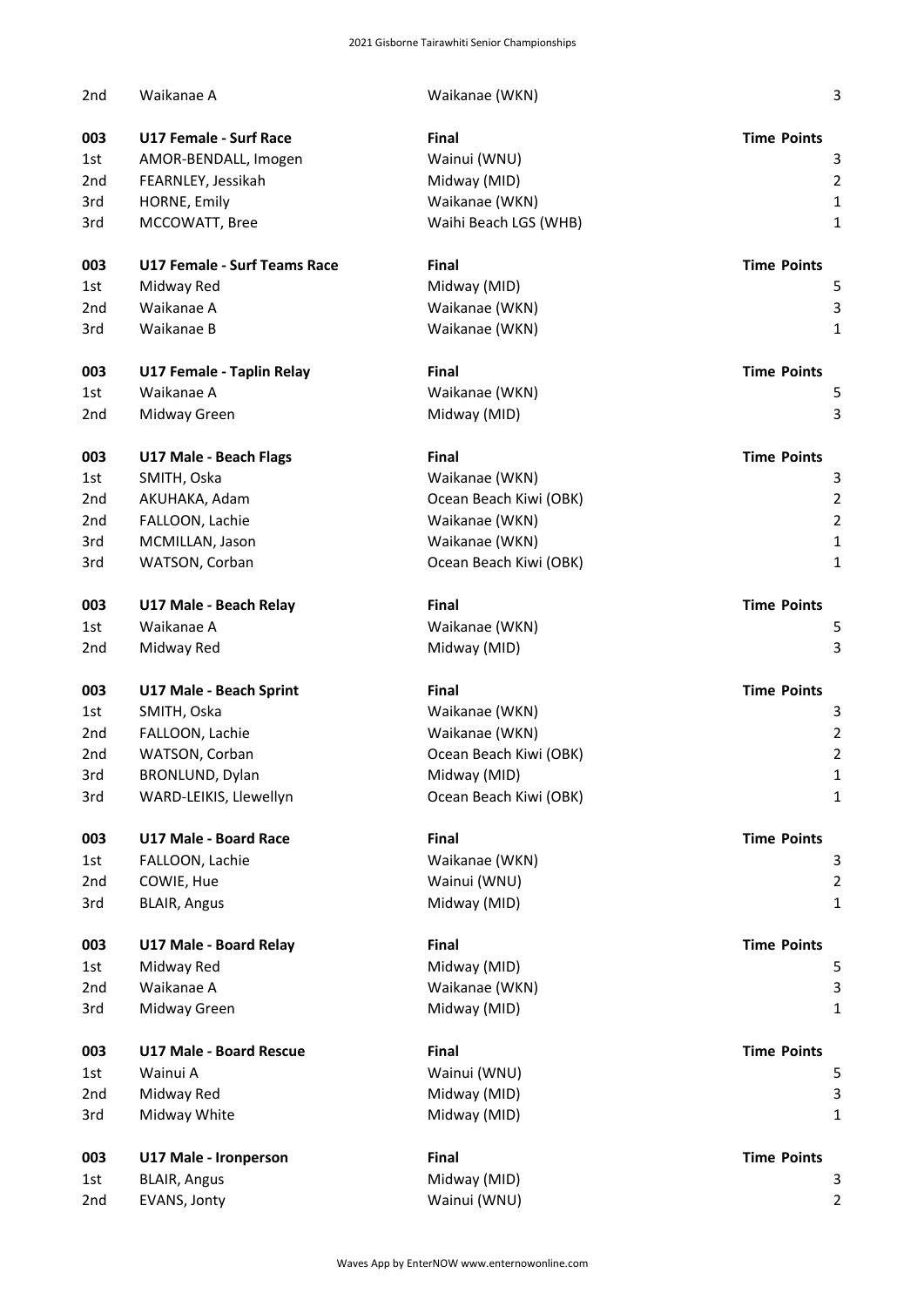| | | | |
|---|---|---|---|
| 2nd | Waikanae A | Waikanae (WKN) | 3 |
| | | | |
| **003** | **U17 Female - Surf Race** | **Final** | **Time Points** |
| 1st | AMOR-BENDALL, Imogen | Wainui (WNU) | 3 |
| 2nd | FEARNLEY, Jessikah | Midway (MID) | 2 |
| 3rd | HORNE, Emily | Waikanae (WKN) | 1 |
| 3rd | MCCOWATT, Bree | Waihi Beach LGS (WHB) | 1 |
| | | | |
| **003** | **U17 Female - Surf Teams Race** | **Final** | **Time Points** |
| 1st | Midway Red | Midway (MID) | 5 |
| 2nd | Waikanae A | Waikanae (WKN) | 3 |
| 3rd | Waikanae B | Waikanae (WKN) | 1 |
| | | | |
| **003** | **U17 Female - Taplin Relay** | **Final** | **Time Points** |
| 1st | Waikanae A | Waikanae (WKN) | 5 |
| 2nd | Midway Green | Midway (MID) | 3 |
| | | | |
| **003** | **U17 Male - Beach Flags** | **Final** | **Time Points** |
| 1st | SMITH, Oska | Waikanae (WKN) | 3 |
| 2nd | AKUHAKA, Adam | Ocean Beach Kiwi (OBK) | 2 |
| 2nd | FALLOON, Lachie | Waikanae (WKN) | 2 |
| 3rd | MCMILLAN, Jason | Waikanae (WKN) | 1 |
| 3rd | WATSON, Corban | Ocean Beach Kiwi (OBK) | 1 |
| | | | |
| **003** | **U17 Male - Beach Relay** | **Final** | **Time Points** |
| 1st | Waikanae A | Waikanae (WKN) | 5 |
| 2nd | Midway Red | Midway (MID) | 3 |
| | | | |
| **003** | **U17 Male - Beach Sprint** | **Final** | **Time Points** |
| 1st | SMITH, Oska | Waikanae (WKN) | 3 |
| 2nd | FALLOON, Lachie | Waikanae (WKN) | 2 |
| 2nd | WATSON, Corban | Ocean Beach Kiwi (OBK) | 2 |
| 3rd | BRONLUND, Dylan | Midway (MID) | 1 |
| 3rd | WARD-LEIKIS, Llewellyn | Ocean Beach Kiwi (OBK) | 1 |
| | | | |
| **003** | **U17 Male - Board Race** | **Final** | **Time Points** |
| 1st | FALLOON, Lachie | Waikanae (WKN) | 3 |
| 2nd | COWIE, Hue | Wainui (WNU) | 2 |
| 3rd | BLAIR, Angus | Midway (MID) | 1 |
| | | | |
| **003** | **U17 Male - Board Relay** | **Final** | **Time Points** |
| 1st | Midway Red | Midway (MID) | 5 |
| 2nd | Waikanae A | Waikanae (WKN) | 3 |
| 3rd | Midway Green | Midway (MID) | 1 |
| | | | |
| **003** | **U17 Male - Board Rescue** | **Final** | **Time Points** |
| 1st | Wainui A | Wainui (WNU) | 5 |
| 2nd | Midway Red | Midway (MID) | 3 |
| 3rd | Midway White | Midway (MID) | 1 |
| | | | |
| **003** | **U17 Male - Ironperson** | **Final** | **Time Points** |
| 1st | BLAIR, Angus | Midway (MID) | 3 |
| 2nd | EVANS, Jonty | Wainui (WNU) | 2 |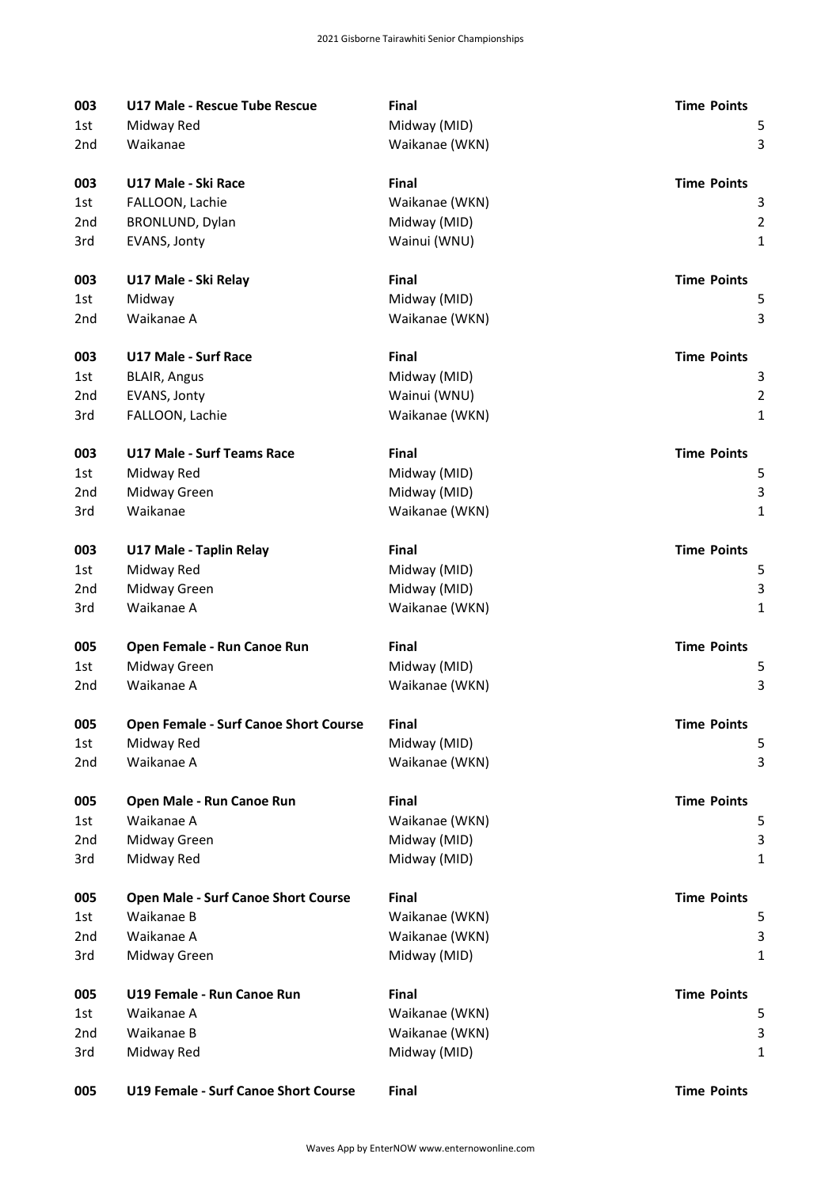| 003 | U17 Male - Rescue Tube Rescue | Final | Time | Points |
|---|---|---|---|---|
| 1st | Midway Red | Midway (MID) | | 5 |
| 2nd | Waikanae | Waikanae (WKN) | | 3 |

| 003 | U17 Male - Ski Race | Final | Time | Points |
|---|---|---|---|---|
| 1st | FALLOON, Lachie | Waikanae (WKN) | | 3 |
| 2nd | BRONLUND, Dylan | Midway (MID) | | 2 |
| 3rd | EVANS, Jonty | Wainui (WNU) | | 1 |

| 003 | U17 Male - Ski Relay | Final | Time | Points |
|---|---|---|---|---|
| 1st | Midway | Midway (MID) | | 5 |
| 2nd | Waikanae A | Waikanae (WKN) | | 3 |

| 003 | U17 Male - Surf Race | Final | Time | Points |
|---|---|---|---|---|
| 1st | BLAIR, Angus | Midway (MID) | | 3 |
| 2nd | EVANS, Jonty | Wainui (WNU) | | 2 |
| 3rd | FALLOON, Lachie | Waikanae (WKN) | | 1 |

| 003 | U17 Male - Surf Teams Race | Final | Time | Points |
|---|---|---|---|---|
| 1st | Midway Red | Midway (MID) | | 5 |
| 2nd | Midway Green | Midway (MID) | | 3 |
| 3rd | Waikanae | Waikanae (WKN) | | 1 |

| 003 | U17 Male - Taplin Relay | Final | Time | Points |
|---|---|---|---|---|
| 1st | Midway Red | Midway (MID) | | 5 |
| 2nd | Midway Green | Midway (MID) | | 3 |
| 3rd | Waikanae A | Waikanae (WKN) | | 1 |

| 005 | Open Female - Run Canoe Run | Final | Time | Points |
|---|---|---|---|---|
| 1st | Midway Green | Midway (MID) | | 5 |
| 2nd | Waikanae A | Waikanae (WKN) | | 3 |

| 005 | Open Female - Surf Canoe Short Course | Final | Time | Points |
|---|---|---|---|---|
| 1st | Midway Red | Midway (MID) | | 5 |
| 2nd | Waikanae A | Waikanae (WKN) | | 3 |

| 005 | Open Male - Run Canoe Run | Final | Time | Points |
|---|---|---|---|---|
| 1st | Waikanae A | Waikanae (WKN) | | 5 |
| 2nd | Midway Green | Midway (MID) | | 3 |
| 3rd | Midway Red | Midway (MID) | | 1 |

| 005 | Open Male - Surf Canoe Short Course | Final | Time | Points |
|---|---|---|---|---|
| 1st | Waikanae B | Waikanae (WKN) | | 5 |
| 2nd | Waikanae A | Waikanae (WKN) | | 3 |
| 3rd | Midway Green | Midway (MID) | | 1 |

| 005 | U19 Female - Run Canoe Run | Final | Time | Points |
|---|---|---|---|---|
| 1st | Waikanae A | Waikanae (WKN) | | 5 |
| 2nd | Waikanae B | Waikanae (WKN) | | 3 |
| 3rd | Midway Red | Midway (MID) | | 1 |

| 005 | U19 Female - Surf Canoe Short Course | Final | Time | Points |
|---|---|---|---|---|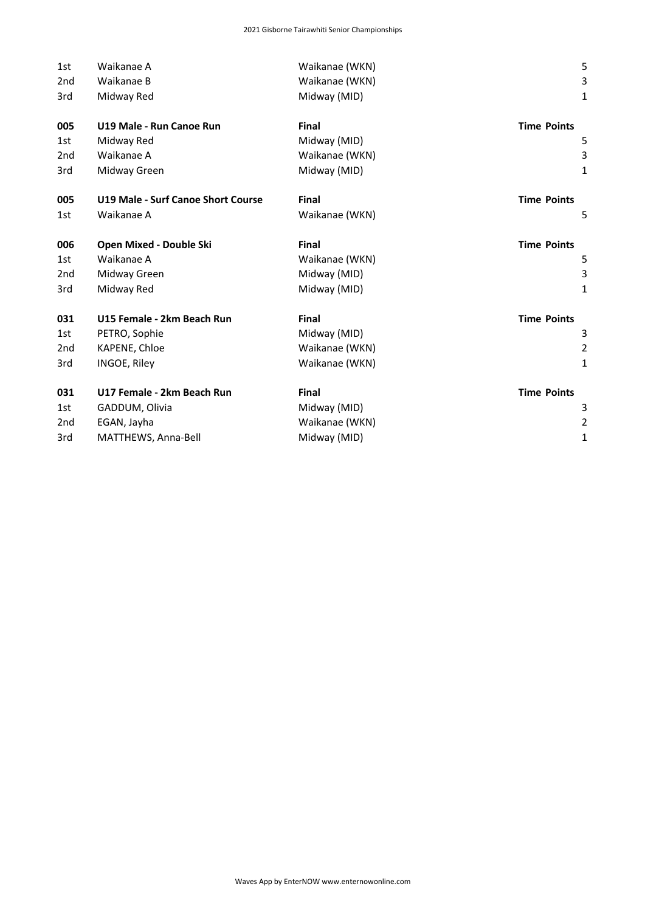| | | | |
|---|---|---|---|
| 1st | Waikanae A | Waikanae (WKN) | 5 |
| 2nd | Waikanae B | Waikanae (WKN) | 3 |
| 3rd | Midway Red | Midway (MID) | 1 |

| 005 | U19 Male - Run Canoe Run | Final | Time Points |
|---|---|---|---|
| 1st | Midway Red | Midway (MID) | 5 |
| 2nd | Waikanae A | Waikanae (WKN) | 3 |
| 3rd | Midway Green | Midway (MID) | 1 |

| 005 | U19 Male - Surf Canoe Short Course | Final | Time Points |
|---|---|---|---|
| 1st | Waikanae A | Waikanae (WKN) | 5 |

| 006 | Open Mixed - Double Ski | Final | Time Points |
|---|---|---|---|
| 1st | Waikanae A | Waikanae (WKN) | 5 |
| 2nd | Midway Green | Midway (MID) | 3 |
| 3rd | Midway Red | Midway (MID) | 1 |

| 031 | U15 Female - 2km Beach Run | Final | Time Points |
|---|---|---|---|
| 1st | PETRO, Sophie | Midway (MID) | 3 |
| 2nd | KAPENE, Chloe | Waikanae (WKN) | 2 |
| 3rd | INGOE, Riley | Waikanae (WKN) | 1 |

| 031 | U17 Female - 2km Beach Run | Final | Time Points |
|---|---|---|---|
| 1st | GADDUM, Olivia | Midway (MID) | 3 |
| 2nd | EGAN, Jayha | Waikanae (WKN) | 2 |
| 3rd | MATTHEWS, Anna-Bell | Midway (MID) | 1 |